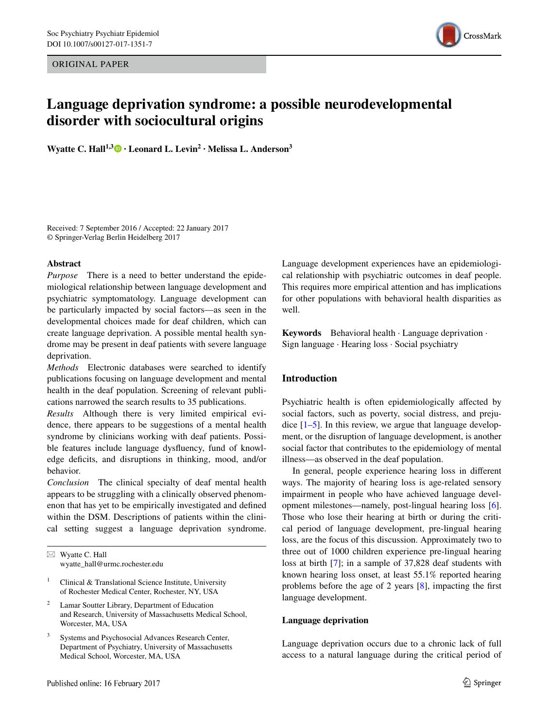ORIGINAL PAPER

# Language deprivation syndrome: a possible neurodevelopmental disorder with sociocultural origins

**Wyatte C. Hall[1,3] · Leonard L. Levin[2] · Melissa L. Anderson[3]**

Received: 7 September 2016 / Accepted: 22 January 2017
© Springer-Verlag Berlin Heidelberg 2017

**Abstract**

*Purpose* There is a need to better understand the epidemiological relationship between language development and psychiatric symptomatology. Language development can be particularly impacted by social factors—as seen in the developmental choices made for deaf children, which can create language deprivation. A possible mental health syndrome may be present in deaf patients with severe language deprivation.

*Methods* Electronic databases were searched to identify publications focusing on language development and mental health in the deaf population. Screening of relevant publications narrowed the search results to 35 publications.

*Results* Although there is very limited empirical evidence, there appears to be suggestions of a mental health syndrome by clinicians working with deaf patients. Possible features include language dysfluency, fund of knowledge deficits, and disruptions in thinking, mood, and/or behavior.

*Conclusion* The clinical specialty of deaf mental health appears to be struggling with a clinically observed phenomenon that has yet to be empirically investigated and defined within the DSM. Descriptions of patients within the clinical setting suggest a language deprivation syndrome. Language development experiences have an epidemiological relationship with psychiatric outcomes in deaf people. This requires more empirical attention and has implications for other populations with behavioral health disparities as well.

**Keywords** Behavioral health · Language deprivation · Sign language · Hearing loss · Social psychiatry

✉ Wyatte C. Hall
wyatte_hall@urmc.rochester.edu

1 Clinical & Translational Science Institute, University of Rochester Medical Center, Rochester, NY, USA

2 Lamar Soutter Library, Department of Education and Research, University of Massachusetts Medical School, Worcester, MA, USA

3 Systems and Psychosocial Advances Research Center, Department of Psychiatry, University of Massachusetts Medical School, Worcester, MA, USA

## Introduction

Psychiatric health is often epidemiologically affected by social factors, such as poverty, social distress, and prejudice [1–5]. In this review, we argue that language development, or the disruption of language development, is another social factor that contributes to the epidemiology of mental illness—as observed in the deaf population.

In general, people experience hearing loss in different ways. The majority of hearing loss is age-related sensory impairment in people who have achieved language development milestones—namely, post-lingual hearing loss [6]. Those who lose their hearing at birth or during the critical period of language development, pre-lingual hearing loss, are the focus of this discussion. Approximately two to three out of 1000 children experience pre-lingual hearing loss at birth [7]; in a sample of 37,828 deaf students with known hearing loss onset, at least 55.1% reported hearing problems before the age of 2 years [8], impacting the first language development.

### Language deprivation

Language deprivation occurs due to a chronic lack of full access to a natural language during the critical period of

Published online: 16 February 2017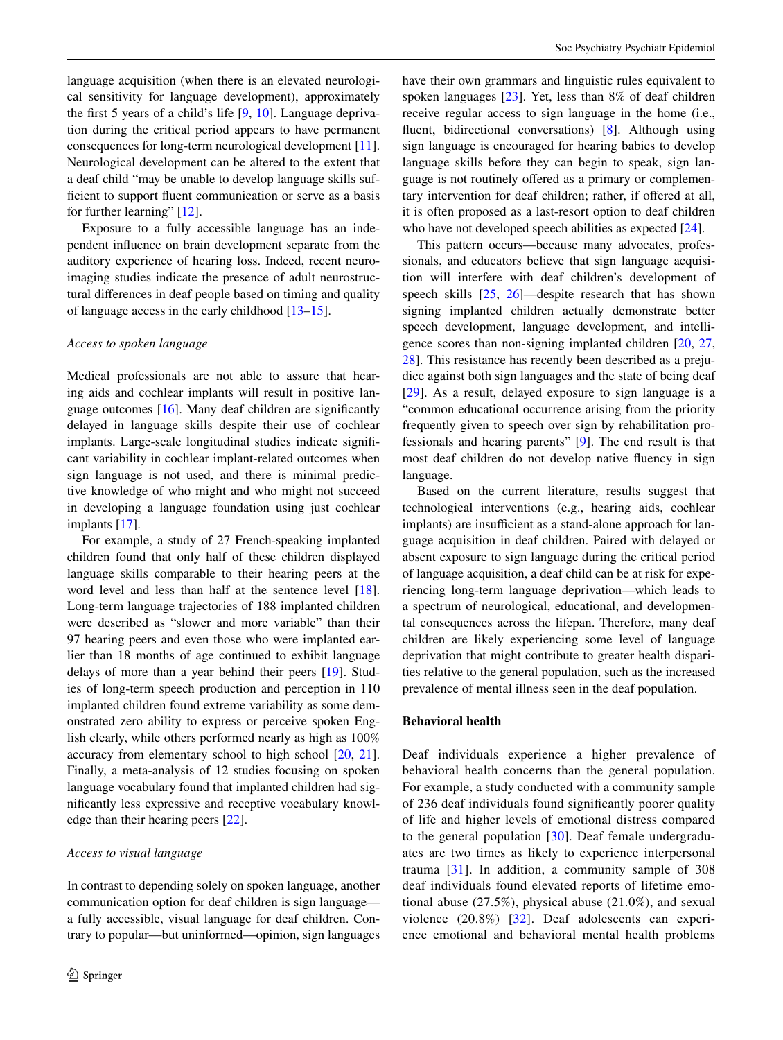language acquisition (when there is an elevated neurological sensitivity for language development), approximately the first 5 years of a child's life [9, 10]. Language deprivation during the critical period appears to have permanent consequences for long-term neurological development [11]. Neurological development can be altered to the extent that a deaf child "may be unable to develop language skills sufficient to support fluent communication or serve as a basis for further learning" [12].

Exposure to a fully accessible language has an independent influence on brain development separate from the auditory experience of hearing loss. Indeed, recent neuroimaging studies indicate the presence of adult neurostructural differences in deaf people based on timing and quality of language access in the early childhood [13–15].

*Access to spoken language*

Medical professionals are not able to assure that hearing aids and cochlear implants will result in positive language outcomes [16]. Many deaf children are significantly delayed in language skills despite their use of cochlear implants. Large-scale longitudinal studies indicate significant variability in cochlear implant-related outcomes when sign language is not used, and there is minimal predictive knowledge of who might and who might not succeed in developing a language foundation using just cochlear implants [17].

For example, a study of 27 French-speaking implanted children found that only half of these children displayed language skills comparable to their hearing peers at the word level and less than half at the sentence level [18]. Long-term language trajectories of 188 implanted children were described as "slower and more variable" than their 97 hearing peers and even those who were implanted earlier than 18 months of age continued to exhibit language delays of more than a year behind their peers [19]. Studies of long-term speech production and perception in 110 implanted children found extreme variability as some demonstrated zero ability to express or perceive spoken English clearly, while others performed nearly as high as 100% accuracy from elementary school to high school [20, 21]. Finally, a meta-analysis of 12 studies focusing on spoken language vocabulary found that implanted children had significantly less expressive and receptive vocabulary knowledge than their hearing peers [22].

*Access to visual language*

In contrast to depending solely on spoken language, another communication option for deaf children is sign language—a fully accessible, visual language for deaf children. Contrary to popular—but uninformed—opinion, sign languages have their own grammars and linguistic rules equivalent to spoken languages [23]. Yet, less than 8% of deaf children receive regular access to sign language in the home (i.e., fluent, bidirectional conversations) [8]. Although using sign language is encouraged for hearing babies to develop language skills before they can begin to speak, sign language is not routinely offered as a primary or complementary intervention for deaf children; rather, if offered at all, it is often proposed as a last-resort option to deaf children who have not developed speech abilities as expected [24].

This pattern occurs—because many advocates, professionals, and educators believe that sign language acquisition will interfere with deaf children's development of speech skills [25, 26]—despite research that has shown signing implanted children actually demonstrate better speech development, language development, and intelligence scores than non-signing implanted children [20, 27, 28]. This resistance has recently been described as a prejudice against both sign languages and the state of being deaf [29]. As a result, delayed exposure to sign language is a "common educational occurrence arising from the priority frequently given to speech over sign by rehabilitation professionals and hearing parents" [9]. The end result is that most deaf children do not develop native fluency in sign language.

Based on the current literature, results suggest that technological interventions (e.g., hearing aids, cochlear implants) are insufficient as a stand-alone approach for language acquisition in deaf children. Paired with delayed or absent exposure to sign language during the critical period of language acquisition, a deaf child can be at risk for experiencing long-term language deprivation—which leads to a spectrum of neurological, educational, and developmental consequences across the lifepan. Therefore, many deaf children are likely experiencing some level of language deprivation that might contribute to greater health disparities relative to the general population, such as the increased prevalence of mental illness seen in the deaf population.

**Behavioral health**

Deaf individuals experience a higher prevalence of behavioral health concerns than the general population. For example, a study conducted with a community sample of 236 deaf individuals found significantly poorer quality of life and higher levels of emotional distress compared to the general population [30]. Deaf female undergraduates are two times as likely to experience interpersonal trauma [31]. In addition, a community sample of 308 deaf individuals found elevated reports of lifetime emotional abuse (27.5%), physical abuse (21.0%), and sexual violence (20.8%) [32]. Deaf adolescents can experience emotional and behavioral mental health problems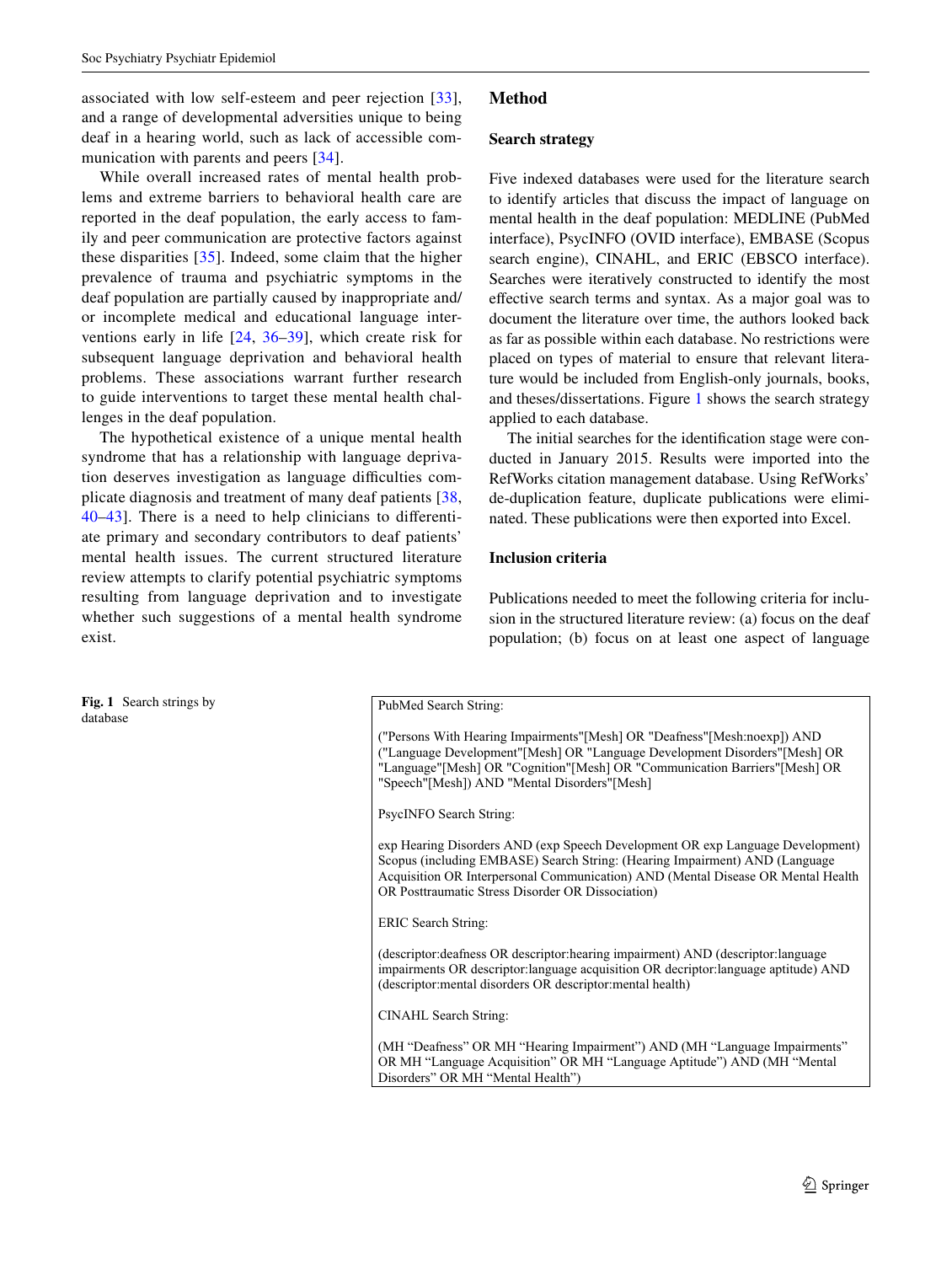associated with low self-esteem and peer rejection [33], and a range of developmental adversities unique to being deaf in a hearing world, such as lack of accessible communication with parents and peers [34].

While overall increased rates of mental health problems and extreme barriers to behavioral health care are reported in the deaf population, the early access to family and peer communication are protective factors against these disparities [35]. Indeed, some claim that the higher prevalence of trauma and psychiatric symptoms in the deaf population are partially caused by inappropriate and/or incomplete medical and educational language interventions early in life [24, 36–39], which create risk for subsequent language deprivation and behavioral health problems. These associations warrant further research to guide interventions to target these mental health challenges in the deaf population.

The hypothetical existence of a unique mental health syndrome that has a relationship with language deprivation deserves investigation as language difficulties complicate diagnosis and treatment of many deaf patients [38, 40–43]. There is a need to help clinicians to differentiate primary and secondary contributors to deaf patients' mental health issues. The current structured literature review attempts to clarify potential psychiatric symptoms resulting from language deprivation and to investigate whether such suggestions of a mental health syndrome exist.

## Method

### Search strategy

Five indexed databases were used for the literature search to identify articles that discuss the impact of language on mental health in the deaf population: MEDLINE (PubMed interface), PsycINFO (OVID interface), EMBASE (Scopus search engine), CINAHL, and ERIC (EBSCO interface). Searches were iteratively constructed to identify the most effective search terms and syntax. As a major goal was to document the literature over time, the authors looked back as far as possible within each database. No restrictions were placed on types of material to ensure that relevant literature would be included from English-only journals, books, and theses/dissertations. Figure 1 shows the search strategy applied to each database.

The initial searches for the identification stage were conducted in January 2015. Results were imported into the RefWorks citation management database. Using RefWorks' de-duplication feature, duplicate publications were eliminated. These publications were then exported into Excel.

### Inclusion criteria

Publications needed to meet the following criteria for inclusion in the structured literature review: (a) focus on the deaf population; (b) focus on at least one aspect of language

PubMed Search String:

("Persons With Hearing Impairments"[Mesh] OR "Deafness"[Mesh:noexp]) AND ("Language Development"[Mesh] OR "Language Development Disorders"[Mesh] OR "Language"[Mesh] OR "Cognition"[Mesh] OR "Communication Barriers"[Mesh] OR "Speech"[Mesh]) AND "Mental Disorders"[Mesh]

PsycINFO Search String:

exp Hearing Disorders AND (exp Speech Development OR exp Language Development) Scopus (including EMBASE) Search String: (Hearing Impairment) AND (Language Acquisition OR Interpersonal Communication) AND (Mental Disease OR Mental Health OR Posttraumatic Stress Disorder OR Dissociation)

ERIC Search String:

(descriptor:deafness OR descriptor:hearing impairment) AND (descriptor:language impairments OR descriptor:language acquisition OR decriptor:language aptitude) AND (descriptor:mental disorders OR descriptor:mental health)

CINAHL Search String:

(MH "Deafness" OR MH "Hearing Impairment") AND (MH "Language Impairments" OR MH "Language Acquisition" OR MH "Language Aptitude") AND (MH "Mental Disorders" OR MH "Mental Health")

**Fig. 1** Search strings by database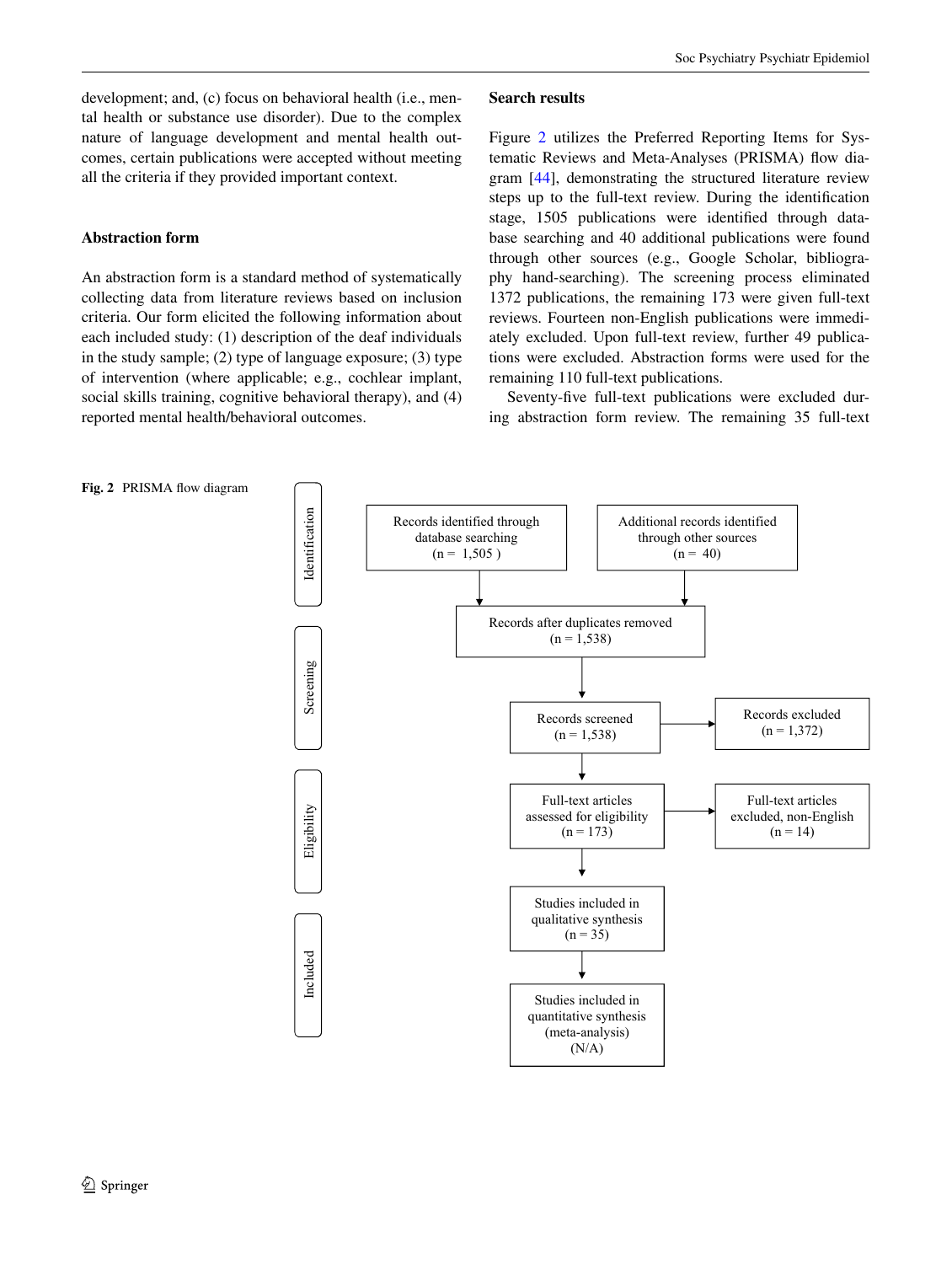development; and, (c) focus on behavioral health (i.e., mental health or substance use disorder). Due to the complex nature of language development and mental health outcomes, certain publications were accepted without meeting all the criteria if they provided important context.

### Abstraction form

An abstraction form is a standard method of systematically collecting data from literature reviews based on inclusion criteria. Our form elicited the following information about each included study: (1) description of the deaf individuals in the study sample; (2) type of language exposure; (3) type of intervention (where applicable; e.g., cochlear implant, social skills training, cognitive behavioral therapy), and (4) reported mental health/behavioral outcomes.

### Search results

Figure 2 utilizes the Preferred Reporting Items for Systematic Reviews and Meta-Analyses (PRISMA) flow diagram [44], demonstrating the structured literature review steps up to the full-text review. During the identification stage, 1505 publications were identified through database searching and 40 additional publications were found through other sources (e.g., Google Scholar, bibliography hand-searching). The screening process eliminated 1372 publications, the remaining 173 were given full-text reviews. Fourteen non-English publications were immediately excluded. Upon full-text review, further 49 publications were excluded. Abstraction forms were used for the remaining 110 full-text publications.

Seventy-five full-text publications were excluded during abstraction form review. The remaining 35 full-text

**Fig. 2** PRISMA flow diagram

Identification

Records identified through database searching (n = 1,505 )

Additional records identified through other sources (n = 40)

Records after duplicates removed (n = 1,538)

Screening

Records screened (n = 1,538)

Records excluded (n = 1,372)

Eligibility

Full-text articles assessed for eligibility (n = 173)

Full-text articles excluded, non-English (n = 14)

Included

Studies included in qualitative synthesis (n = 35)

Studies included in quantitative synthesis (meta-analysis) (N/A)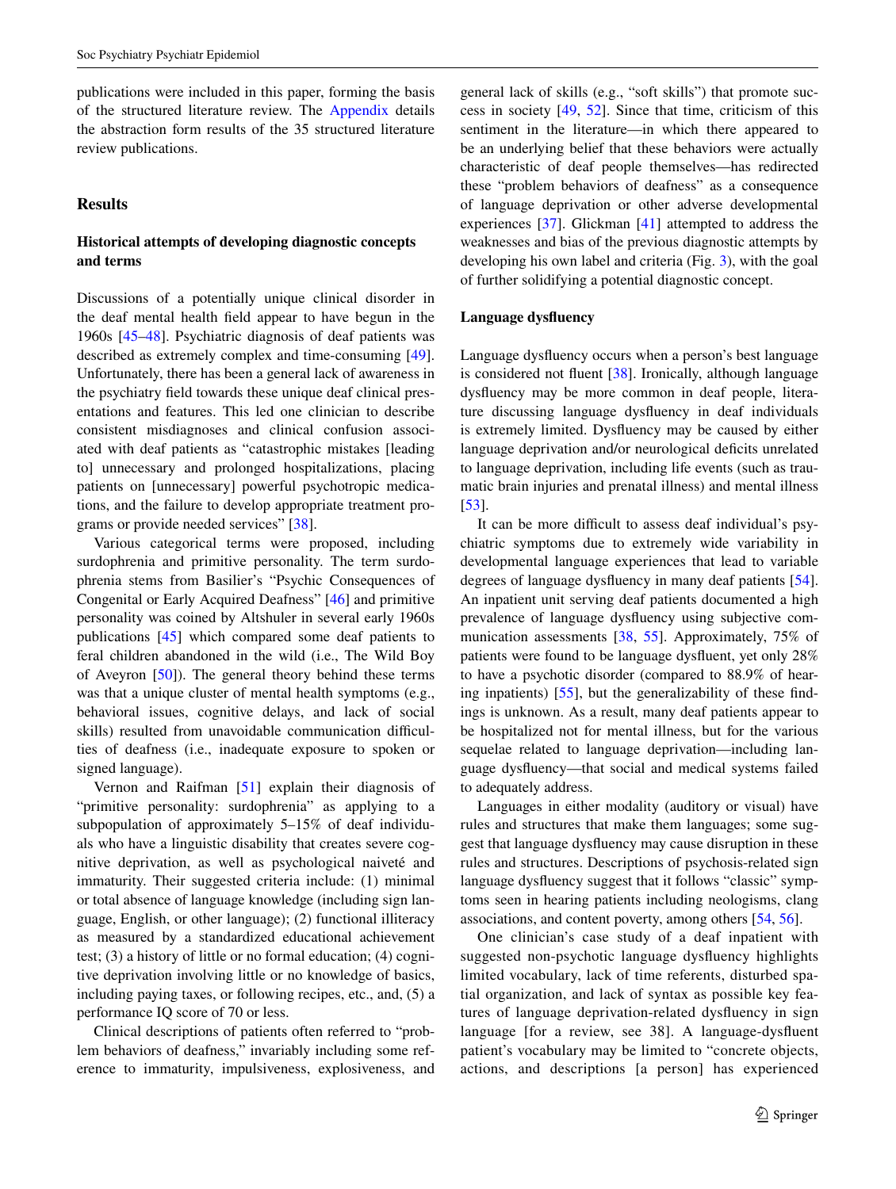publications were included in this paper, forming the basis of the structured literature review. The Appendix details the abstraction form results of the 35 structured literature review publications.

## Results

### Historical attempts of developing diagnostic concepts and terms

Discussions of a potentially unique clinical disorder in the deaf mental health field appear to have begun in the 1960s [45–48]. Psychiatric diagnosis of deaf patients was described as extremely complex and time-consuming [49]. Unfortunately, there has been a general lack of awareness in the psychiatry field towards these unique deaf clinical presentations and features. This led one clinician to describe consistent misdiagnoses and clinical confusion associated with deaf patients as "catastrophic mistakes [leading to] unnecessary and prolonged hospitalizations, placing patients on [unnecessary] powerful psychotropic medications, and the failure to develop appropriate treatment programs or provide needed services" [38].

Various categorical terms were proposed, including surdophrenia and primitive personality. The term surdophrenia stems from Basilier's "Psychic Consequences of Congenital or Early Acquired Deafness" [46] and primitive personality was coined by Altshuler in several early 1960s publications [45] which compared some deaf patients to feral children abandoned in the wild (i.e., The Wild Boy of Aveyron [50]). The general theory behind these terms was that a unique cluster of mental health symptoms (e.g., behavioral issues, cognitive delays, and lack of social skills) resulted from unavoidable communication difficulties of deafness (i.e., inadequate exposure to spoken or signed language).

Vernon and Raifman [51] explain their diagnosis of "primitive personality: surdophrenia" as applying to a subpopulation of approximately 5–15% of deaf individuals who have a linguistic disability that creates severe cognitive deprivation, as well as psychological naiveté and immaturity. Their suggested criteria include: (1) minimal or total absence of language knowledge (including sign language, English, or other language); (2) functional illiteracy as measured by a standardized educational achievement test; (3) a history of little or no formal education; (4) cognitive deprivation involving little or no knowledge of basics, including paying taxes, or following recipes, etc., and, (5) a performance IQ score of 70 or less.

Clinical descriptions of patients often referred to "problem behaviors of deafness," invariably including some reference to immaturity, impulsiveness, explosiveness, and general lack of skills (e.g., "soft skills") that promote success in society [49, 52]. Since that time, criticism of this sentiment in the literature—in which there appeared to be an underlying belief that these behaviors were actually characteristic of deaf people themselves—has redirected these "problem behaviors of deafness" as a consequence of language deprivation or other adverse developmental experiences [37]. Glickman [41] attempted to address the weaknesses and bias of the previous diagnostic attempts by developing his own label and criteria (Fig. 3), with the goal of further solidifying a potential diagnostic concept.

### Language dysfluency

Language dysfluency occurs when a person's best language is considered not fluent [38]. Ironically, although language dysfluency may be more common in deaf people, literature discussing language dysfluency in deaf individuals is extremely limited. Dysfluency may be caused by either language deprivation and/or neurological deficits unrelated to language deprivation, including life events (such as traumatic brain injuries and prenatal illness) and mental illness [53].

It can be more difficult to assess deaf individual's psychiatric symptoms due to extremely wide variability in developmental language experiences that lead to variable degrees of language dysfluency in many deaf patients [54]. An inpatient unit serving deaf patients documented a high prevalence of language dysfluency using subjective communication assessments [38, 55]. Approximately, 75% of patients were found to be language dysfluent, yet only 28% to have a psychotic disorder (compared to 88.9% of hearing inpatients) [55], but the generalizability of these findings is unknown. As a result, many deaf patients appear to be hospitalized not for mental illness, but for the various sequelae related to language deprivation—including language dysfluency—that social and medical systems failed to adequately address.

Languages in either modality (auditory or visual) have rules and structures that make them languages; some suggest that language dysfluency may cause disruption in these rules and structures. Descriptions of psychosis-related sign language dysfluency suggest that it follows "classic" symptoms seen in hearing patients including neologisms, clang associations, and content poverty, among others [54, 56].

One clinician's case study of a deaf inpatient with suggested non-psychotic language dysfluency highlights limited vocabulary, lack of time referents, disturbed spatial organization, and lack of syntax as possible key features of language deprivation-related dysfluency in sign language [for a review, see 38]. A language-dysfluent patient's vocabulary may be limited to "concrete objects, actions, and descriptions [a person] has experienced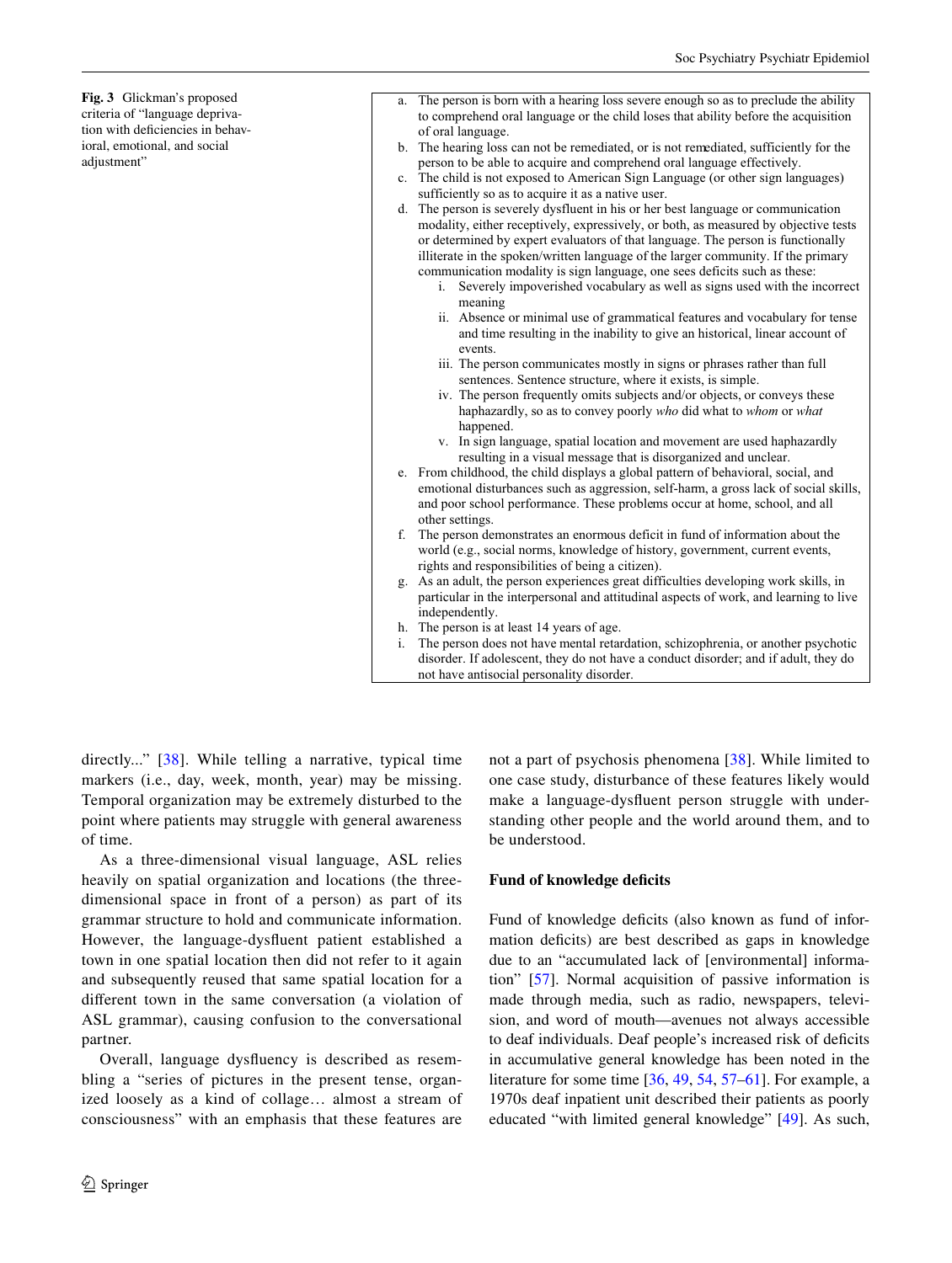**Fig. 3** Glickman's proposed criteria of "language deprivation with deficiencies in behavioral, emotional, and social adjustment"

a. The person is born with a hearing loss severe enough so as to preclude the ability to comprehend oral language or the child loses that ability before the acquisition of oral language.
b. The hearing loss can not be remediated, or is not remediated, sufficiently for the person to be able to acquire and comprehend oral language effectively.
c. The child is not exposed to American Sign Language (or other sign languages) sufficiently so as to acquire it as a native user.
d. The person is severely dysfluent in his or her best language or communication modality, either receptively, expressively, or both, as measured by objective tests or determined by expert evaluators of that language. The person is functionally illiterate in the spoken/written language of the larger community. If the primary communication modality is sign language, one sees deficits such as these:
   i. Severely impoverished vocabulary as well as signs used with the incorrect meaning
   ii. Absence or minimal use of grammatical features and vocabulary for tense and time resulting in the inability to give an historical, linear account of events.
   iii. The person communicates mostly in signs or phrases rather than full sentences. Sentence structure, where it exists, is simple.
   iv. The person frequently omits subjects and/or objects, or conveys these haphazardly, so as to convey poorly *who* did what to *whom* or *what* happened.
   v. In sign language, spatial location and movement are used haphazardly resulting in a visual message that is disorganized and unclear.
e. From childhood, the child displays a global pattern of behavioral, social, and emotional disturbances such as aggression, self-harm, a gross lack of social skills, and poor school performance. These problems occur at home, school, and all other settings.
f. The person demonstrates an enormous deficit in fund of information about the world (e.g., social norms, knowledge of history, government, current events, rights and responsibilities of being a citizen).
g. As an adult, the person experiences great difficulties developing work skills, in particular in the interpersonal and attitudinal aspects of work, and learning to live independently.
h. The person is at least 14 years of age.
i. The person does not have mental retardation, schizophrenia, or another psychotic disorder. If adolescent, they do not have a conduct disorder; and if adult, they do not have antisocial personality disorder.

directly..." [38]. While telling a narrative, typical time markers (i.e., day, week, month, year) may be missing. Temporal organization may be extremely disturbed to the point where patients may struggle with general awareness of time.

As a three-dimensional visual language, ASL relies heavily on spatial organization and locations (the three-dimensional space in front of a person) as part of its grammar structure to hold and communicate information. However, the language-dysfluent patient established a town in one spatial location then did not refer to it again and subsequently reused that same spatial location for a different town in the same conversation (a violation of ASL grammar), causing confusion to the conversational partner.

Overall, language dysfluency is described as resembling a "series of pictures in the present tense, organized loosely as a kind of collage… almost a stream of consciousness" with an emphasis that these features are not a part of psychosis phenomena [38]. While limited to one case study, disturbance of these features likely would make a language-dysfluent person struggle with understanding other people and the world around them, and to be understood.

### Fund of knowledge deficits

Fund of knowledge deficits (also known as fund of information deficits) are best described as gaps in knowledge due to an "accumulated lack of [environmental] information" [57]. Normal acquisition of passive information is made through media, such as radio, newspapers, television, and word of mouth—avenues not always accessible to deaf individuals. Deaf people's increased risk of deficits in accumulative general knowledge has been noted in the literature for some time [36, 49, 54, 57–61]. For example, a 1970s deaf inpatient unit described their patients as poorly educated "with limited general knowledge" [49]. As such,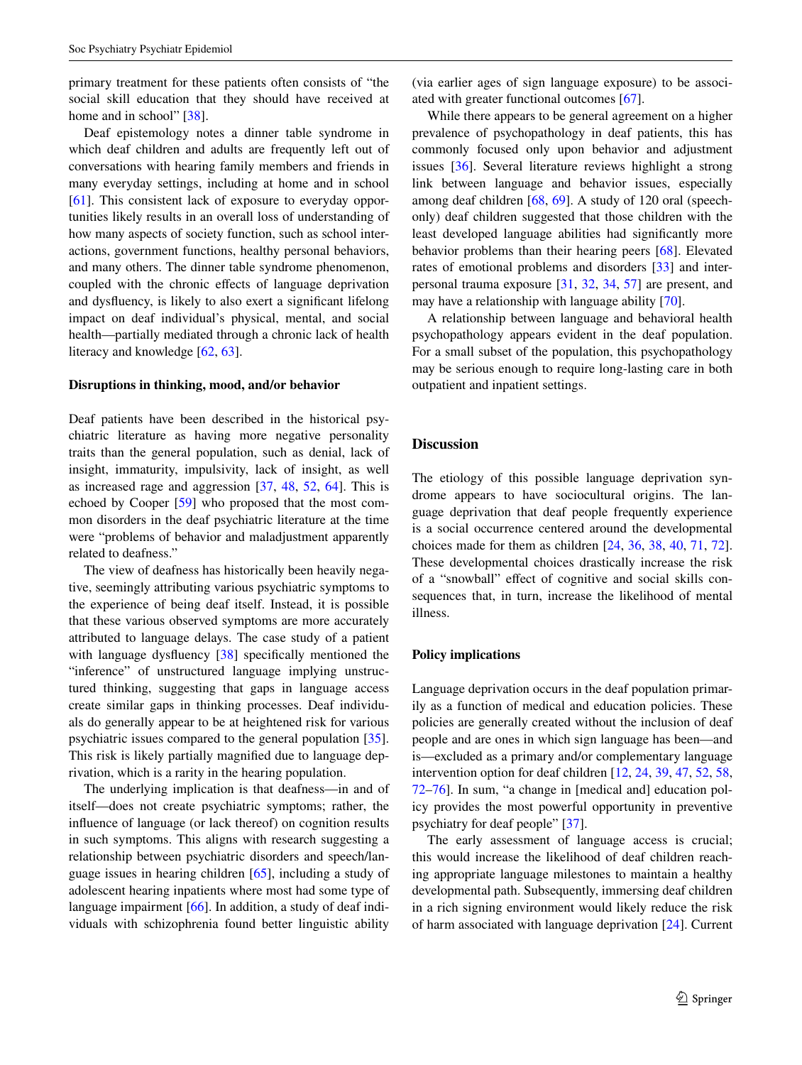primary treatment for these patients often consists of "the social skill education that they should have received at home and in school" [38].

Deaf epistemology notes a dinner table syndrome in which deaf children and adults are frequently left out of conversations with hearing family members and friends in many everyday settings, including at home and in school [61]. This consistent lack of exposure to everyday opportunities likely results in an overall loss of understanding of how many aspects of society function, such as school interactions, government functions, healthy personal behaviors, and many others. The dinner table syndrome phenomenon, coupled with the chronic effects of language deprivation and dysfluency, is likely to also exert a significant lifelong impact on deaf individual's physical, mental, and social health—partially mediated through a chronic lack of health literacy and knowledge [62, 63].

### Disruptions in thinking, mood, and/or behavior

Deaf patients have been described in the historical psychiatric literature as having more negative personality traits than the general population, such as denial, lack of insight, immaturity, impulsivity, lack of insight, as well as increased rage and aggression [37, 48, 52, 64]. This is echoed by Cooper [59] who proposed that the most common disorders in the deaf psychiatric literature at the time were "problems of behavior and maladjustment apparently related to deafness."

The view of deafness has historically been heavily negative, seemingly attributing various psychiatric symptoms to the experience of being deaf itself. Instead, it is possible that these various observed symptoms are more accurately attributed to language delays. The case study of a patient with language dysfluency [38] specifically mentioned the "inference" of unstructured language implying unstructured thinking, suggesting that gaps in language access create similar gaps in thinking processes. Deaf individuals do generally appear to be at heightened risk for various psychiatric issues compared to the general population [35]. This risk is likely partially magnified due to language deprivation, which is a rarity in the hearing population.

The underlying implication is that deafness—in and of itself—does not create psychiatric symptoms; rather, the influence of language (or lack thereof) on cognition results in such symptoms. This aligns with research suggesting a relationship between psychiatric disorders and speech/language issues in hearing children [65], including a study of adolescent hearing inpatients where most had some type of language impairment [66]. In addition, a study of deaf individuals with schizophrenia found better linguistic ability (via earlier ages of sign language exposure) to be associated with greater functional outcomes [67].

While there appears to be general agreement on a higher prevalence of psychopathology in deaf patients, this has commonly focused only upon behavior and adjustment issues [36]. Several literature reviews highlight a strong link between language and behavior issues, especially among deaf children [68, 69]. A study of 120 oral (speech-only) deaf children suggested that those children with the least developed language abilities had significantly more behavior problems than their hearing peers [68]. Elevated rates of emotional problems and disorders [33] and interpersonal trauma exposure [31, 32, 34, 57] are present, and may have a relationship with language ability [70].

A relationship between language and behavioral health psychopathology appears evident in the deaf population. For a small subset of the population, this psychopathology may be serious enough to require long-lasting care in both outpatient and inpatient settings.

## Discussion

The etiology of this possible language deprivation syndrome appears to have sociocultural origins. The language deprivation that deaf people frequently experience is a social occurrence centered around the developmental choices made for them as children [24, 36, 38, 40, 71, 72]. These developmental choices drastically increase the risk of a "snowball" effect of cognitive and social skills consequences that, in turn, increase the likelihood of mental illness.

### Policy implications

Language deprivation occurs in the deaf population primarily as a function of medical and education policies. These policies are generally created without the inclusion of deaf people and are ones in which sign language has been—and is—excluded as a primary and/or complementary language intervention option for deaf children [12, 24, 39, 47, 52, 58, 72–76]. In sum, "a change in [medical and] education policy provides the most powerful opportunity in preventive psychiatry for deaf people" [37].

The early assessment of language access is crucial; this would increase the likelihood of deaf children reaching appropriate language milestones to maintain a healthy developmental path. Subsequently, immersing deaf children in a rich signing environment would likely reduce the risk of harm associated with language deprivation [24]. Current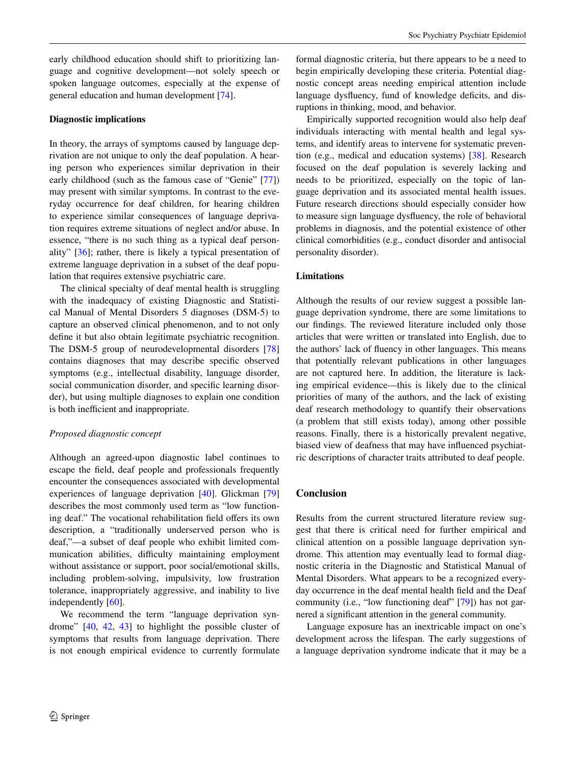early childhood education should shift to prioritizing language and cognitive development—not solely speech or spoken language outcomes, especially at the expense of general education and human development [74].

### Diagnostic implications

In theory, the arrays of symptoms caused by language deprivation are not unique to only the deaf population. A hearing person who experiences similar deprivation in their early childhood (such as the famous case of "Genie" [77]) may present with similar symptoms. In contrast to the everyday occurrence for deaf children, for hearing children to experience similar consequences of language deprivation requires extreme situations of neglect and/or abuse. In essence, "there is no such thing as a typical deaf personality" [36]; rather, there is likely a typical presentation of extreme language deprivation in a subset of the deaf population that requires extensive psychiatric care.

The clinical specialty of deaf mental health is struggling with the inadequacy of existing Diagnostic and Statistical Manual of Mental Disorders 5 diagnoses (DSM-5) to capture an observed clinical phenomenon, and to not only define it but also obtain legitimate psychiatric recognition. The DSM-5 group of neurodevelopmental disorders [78] contains diagnoses that may describe specific observed symptoms (e.g., intellectual disability, language disorder, social communication disorder, and specific learning disorder), but using multiple diagnoses to explain one condition is both inefficient and inappropriate.

#### *Proposed diagnostic concept*

Although an agreed-upon diagnostic label continues to escape the field, deaf people and professionals frequently encounter the consequences associated with developmental experiences of language deprivation [40]. Glickman [79] describes the most commonly used term as "low functioning deaf." The vocational rehabilitation field offers its own description, a "traditionally underserved person who is deaf,"—a subset of deaf people who exhibit limited communication abilities, difficulty maintaining employment without assistance or support, poor social/emotional skills, including problem-solving, impulsivity, low frustration tolerance, inappropriately aggressive, and inability to live independently [60].

We recommend the term "language deprivation syndrome" [40, 42, 43] to highlight the possible cluster of symptoms that results from language deprivation. There is not enough empirical evidence to currently formulate formal diagnostic criteria, but there appears to be a need to begin empirically developing these criteria. Potential diagnostic concept areas needing empirical attention include language dysfluency, fund of knowledge deficits, and disruptions in thinking, mood, and behavior.

Empirically supported recognition would also help deaf individuals interacting with mental health and legal systems, and identify areas to intervene for systematic prevention (e.g., medical and education systems) [38]. Research focused on the deaf population is severely lacking and needs to be prioritized, especially on the topic of language deprivation and its associated mental health issues. Future research directions should especially consider how to measure sign language dysfluency, the role of behavioral problems in diagnosis, and the potential existence of other clinical comorbidities (e.g., conduct disorder and antisocial personality disorder).

### Limitations

Although the results of our review suggest a possible language deprivation syndrome, there are some limitations to our findings. The reviewed literature included only those articles that were written or translated into English, due to the authors' lack of fluency in other languages. This means that potentially relevant publications in other languages are not captured here. In addition, the literature is lacking empirical evidence—this is likely due to the clinical priorities of many of the authors, and the lack of existing deaf research methodology to quantify their observations (a problem that still exists today), among other possible reasons. Finally, there is a historically prevalent negative, biased view of deafness that may have influenced psychiatric descriptions of character traits attributed to deaf people.

## Conclusion

Results from the current structured literature review suggest that there is critical need for further empirical and clinical attention on a possible language deprivation syndrome. This attention may eventually lead to formal diagnostic criteria in the Diagnostic and Statistical Manual of Mental Disorders. What appears to be a recognized everyday occurrence in the deaf mental health field and the Deaf community (i.e., "low functioning deaf" [79]) has not garnered a significant attention in the general community.

Language exposure has an inextricable impact on one's development across the lifespan. The early suggestions of a language deprivation syndrome indicate that it may be a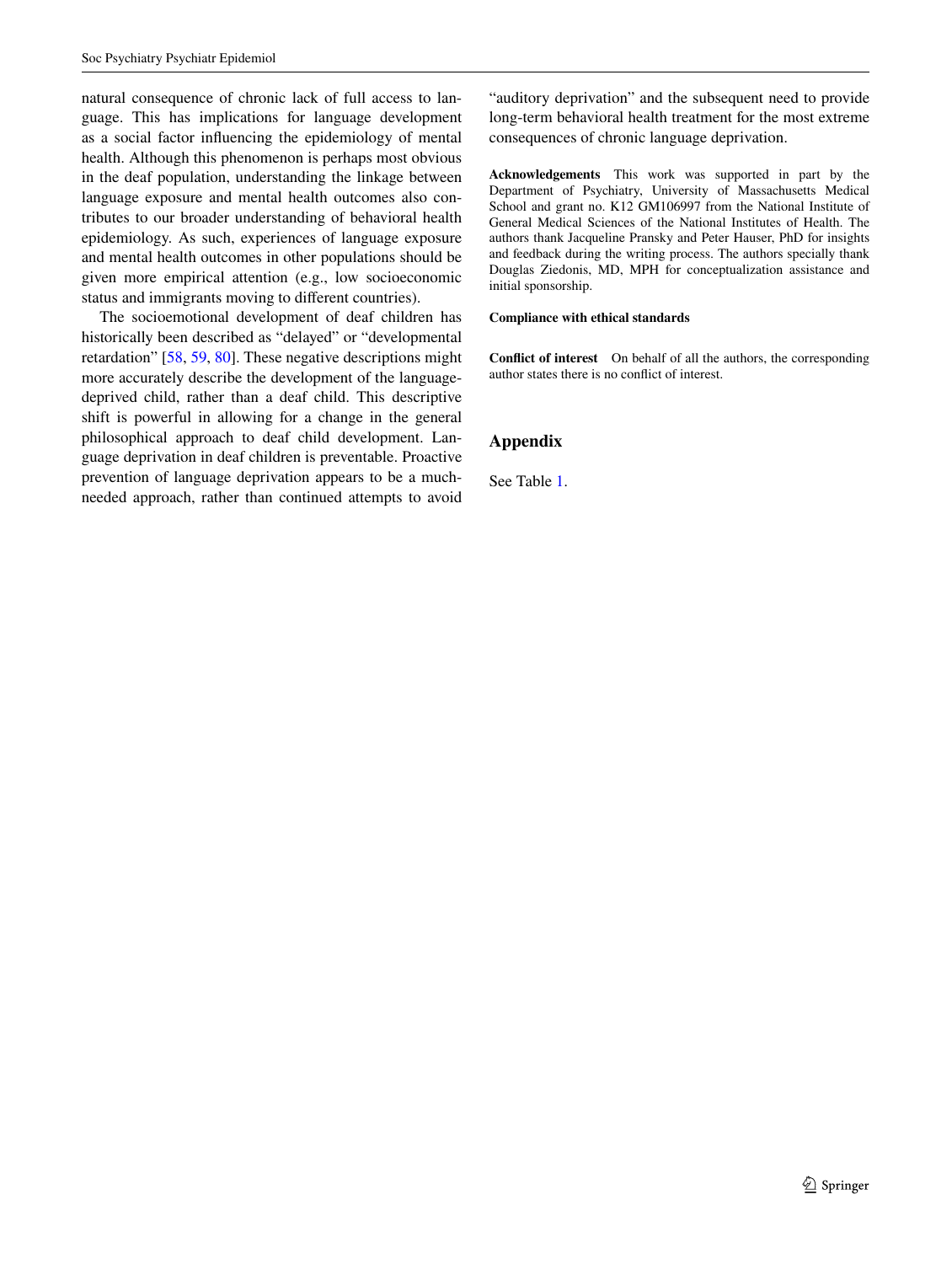natural consequence of chronic lack of full access to language. This has implications for language development as a social factor influencing the epidemiology of mental health. Although this phenomenon is perhaps most obvious in the deaf population, understanding the linkage between language exposure and mental health outcomes also contributes to our broader understanding of behavioral health epidemiology. As such, experiences of language exposure and mental health outcomes in other populations should be given more empirical attention (e.g., low socioeconomic status and immigrants moving to different countries).

The socioemotional development of deaf children has historically been described as "delayed" or "developmental retardation" [58, 59, 80]. These negative descriptions might more accurately describe the development of the language-deprived child, rather than a deaf child. This descriptive shift is powerful in allowing for a change in the general philosophical approach to deaf child development. Language deprivation in deaf children is preventable. Proactive prevention of language deprivation appears to be a much-needed approach, rather than continued attempts to avoid "auditory deprivation" and the subsequent need to provide long-term behavioral health treatment for the most extreme consequences of chronic language deprivation.

**Acknowledgements** This work was supported in part by the Department of Psychiatry, University of Massachusetts Medical School and grant no. K12 GM106997 from the National Institute of General Medical Sciences of the National Institutes of Health. The authors thank Jacqueline Pransky and Peter Hauser, PhD for insights and feedback during the writing process. The authors specially thank Douglas Ziedonis, MD, MPH for conceptualization assistance and initial sponsorship.

**Compliance with ethical standards**

**Conflict of interest** On behalf of all the authors, the corresponding author states there is no conflict of interest.

## Appendix

See Table 1.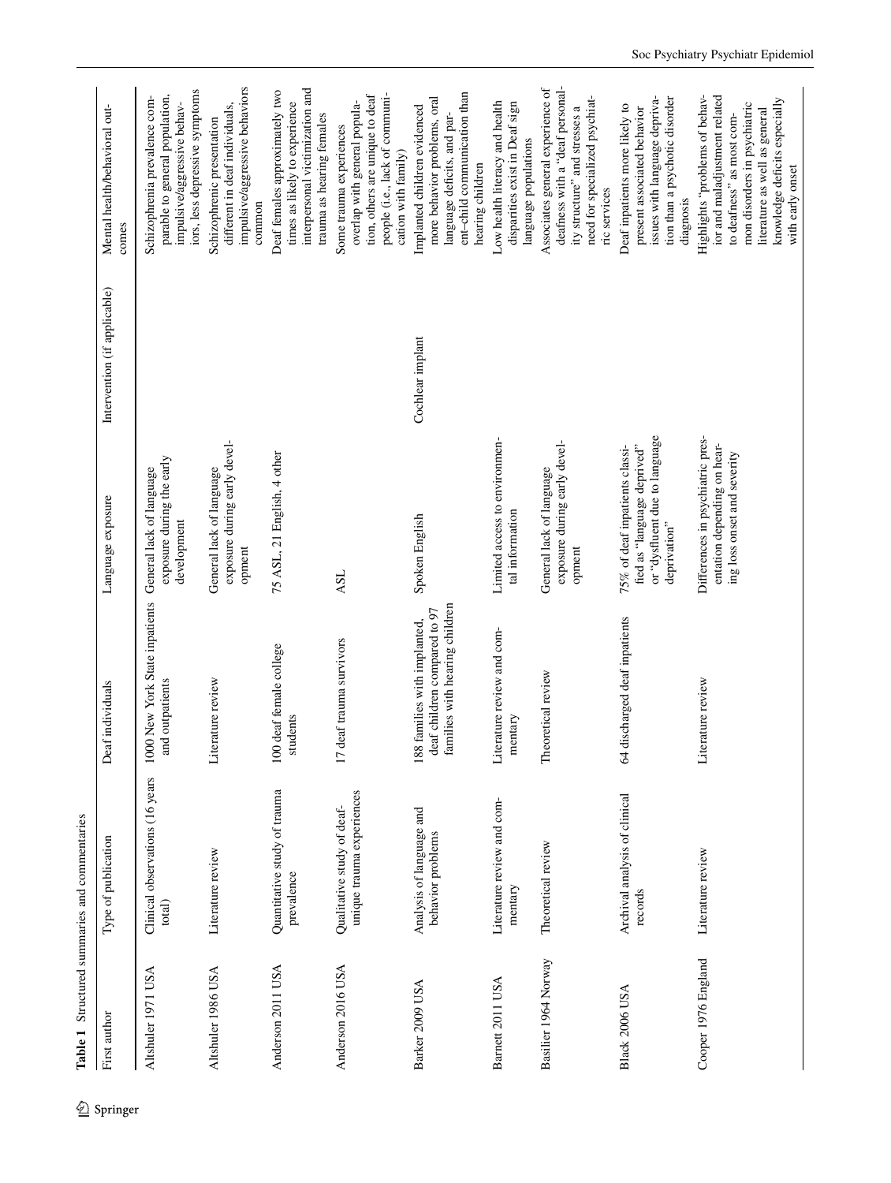**Table 1** Structured summaries and commentaries

| First author | Type of publication | Deaf individuals | Language exposure | Intervention (if applicable) | Mental health/behavioral outcomes |
|---|---|---|---|---|---|
| Altshuler 1971 USA | Clinical observations (16 years total) | 1000 New York State inpatients and outpatients | General lack of language exposure during the early development | | Schizophrenia prevalence comparable to general population, impulsive/aggressive behaviors, less depressive symptoms |
| Altshuler 1986 USA | Literature review | Literature review | General lack of language exposure during early development | | Schizophrenic presentation different in deaf individuals, impulsive/aggressive behaviors common |
| Anderson 2011 USA | Quantitative study of trauma prevalence | 100 deaf female college students | 75 ASL, 21 English, 4 other | | Deaf females approximately two times as likely to experience interpersonal victimization and trauma as hearing females |
| Anderson 2016 USA | Qualitative study of deaf-unique trauma experiences | 17 deaf trauma survivors | ASL | | Some trauma experiences overlap with general population, others are unique to deaf people (i.e., lack of communication with family) |
| Barker 2009 USA | Analysis of language and behavior problems | 188 families with implanted, deaf children compared to 97 families with hearing children | Spoken English | Cochlear implant | Implanted children evidenced more behavior problems, oral language deficits, and parent–child communication than hearing children |
| Barnett 2011 USA | Literature review and commentary | Literature review and commentary | Limited access to environmental information | | Low health literacy and health disparities exist in Deaf sign language populations |
| Basilier 1964 Norway | Theoretical review | Theoretical review | General lack of language exposure during early development | | Associates general experience of deafness with a "deaf personality structure" and stresses a need for specialized psychiatric services |
| Black 2006 USA | Archival analysis of clinical records | 64 discharged deaf inpatients | 75% of deaf inpatients classified as "language deprived" or "dysfluent due to language deprivation" | | Deaf inpatients more likely to present associated behavior issues with language deprivation than a psychotic disorder diagnosis |
| Cooper 1976 England | Literature review | Literature review | Differences in psychiatric presentation depending on hearing loss onset and severity | | Highlights "problems of behavior and maladjustment related to deafness" as most common disorders in psychiatric literature as well as general knowledge deficits especially with early onset |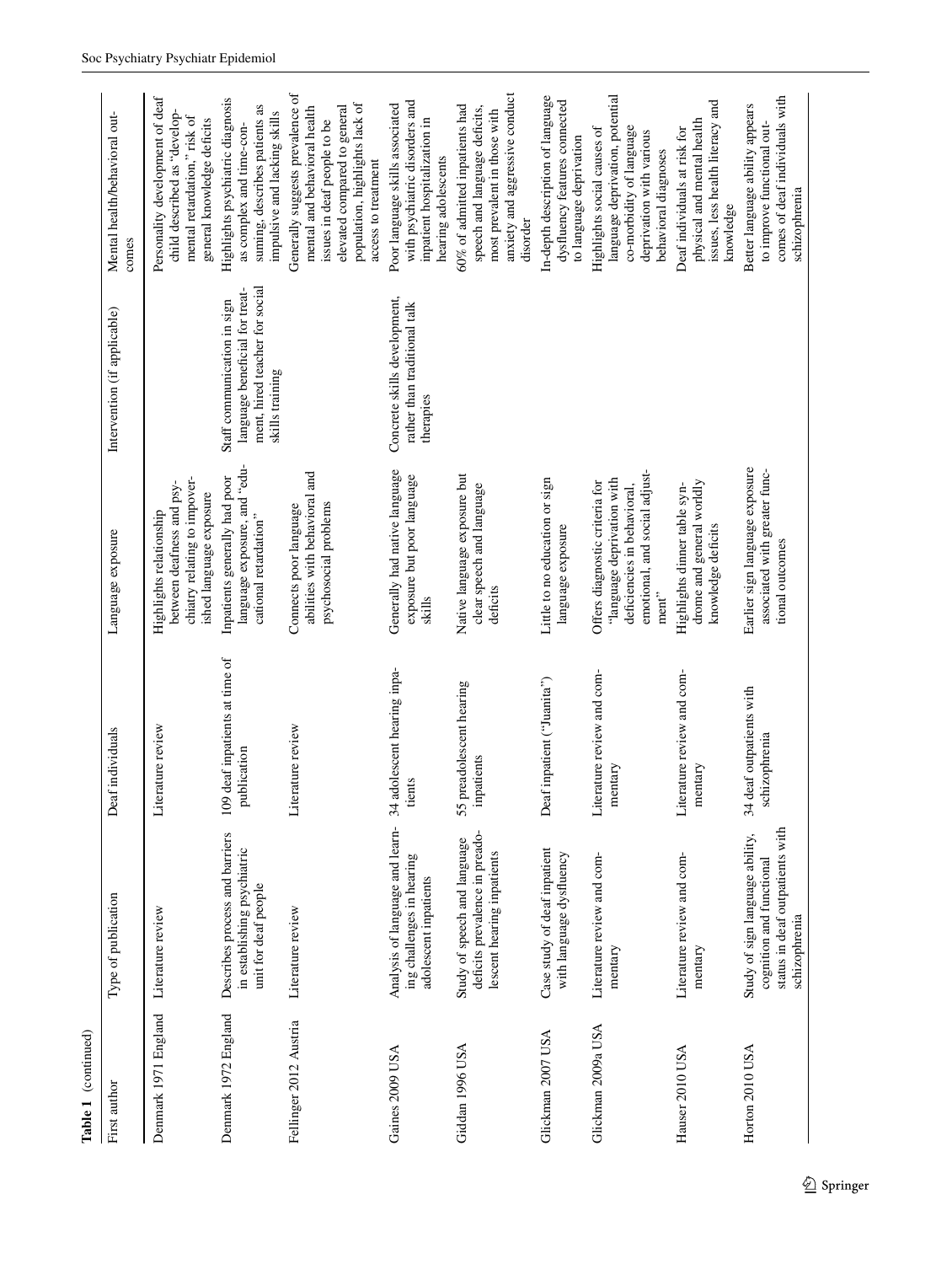**Table 1** (continued)

| First author | Type of publication | Deaf individuals | Language exposure | Intervention (if applicable) | Mental health/behavioral outcomes |
|---|---|---|---|---|---|
| Denmark 1971 England | Literature review | Literature review | Highlights relationship between deafness and psychiatry relating to impoverished language exposure | | Personality development of deaf child described as "developmental retardation," risk of general knowledge deficits |
| Denmark 1972 England | Describes process and barriers in establishing psychiatric unit for deaf people | 109 deaf inpatients at time of publication | Inpatients generally had poor language exposure, and "educational retardation" | Staff communication in sign language beneficial for treatment, hired teacher for social skills training | Highlights psychiatric diagnosis as complex and time-consuming, describes patients as impulsive and lacking skills |
| Fellinger 2012 Austria | Literature review | Literature review | Connects poor language abilities with behavioral and psychosocial problems | | Generally suggests prevalence of mental and behavioral health issues in deaf people to be elevated compared to general population, highlights lack of access to treatment |
| Gaines 2009 USA | Analysis of language and learning challenges in hearing adolescent inpatients | 34 adolescent hearing inpatients | Generally had native language exposure but poor language skills | Concrete skills development, rather than traditional talk therapies | Poor language skills associated with psychiatric disorders and inpatient hospitalization in hearing adolescents |
| Giddan 1996 USA | Study of speech and language deficits prevalence in preadolescent hearing inpatients | 55 preadolescent hearing inpatients | Native language exposure but clear speech and language deficits | | 60% of admitted inpatients had speech and language deficits, most prevalent in those with anxiety and aggressive conduct disorder |
| Glickman 2007 USA | Case study of deaf inpatient with language dysfluency | Deaf inpatient ("Juanita") | Little to no education or sign language exposure | | In-depth description of language dysfluency features connected to language deprivation |
| Glickman 2009a USA | Literature review and commentary | Literature review and commentary | Offers diagnostic criteria for "language deprivation with deficiencies in behavioral, emotional, and social adjustment" | | Highlights social causes of language deprivation, potential co-morbidity of language deprivation with various behavioral diagnoses |
| Hauser 2010 USA | Literature review and commentary | Literature review and commentary | Highlights dinner table syndrome and general worldly knowledge deficits | | Deaf individuals at risk for physical and mental health issues, less health literacy and knowledge |
| Horton 2010 USA | Study of sign language ability, cognition and functional status in deaf outpatients with schizophrenia | 34 deaf outpatients with schizophrenia | Earlier sign language exposure associated with greater functional outcomes | | Better language ability appears to improve functional outcomes of deaf individuals with schizophrenia |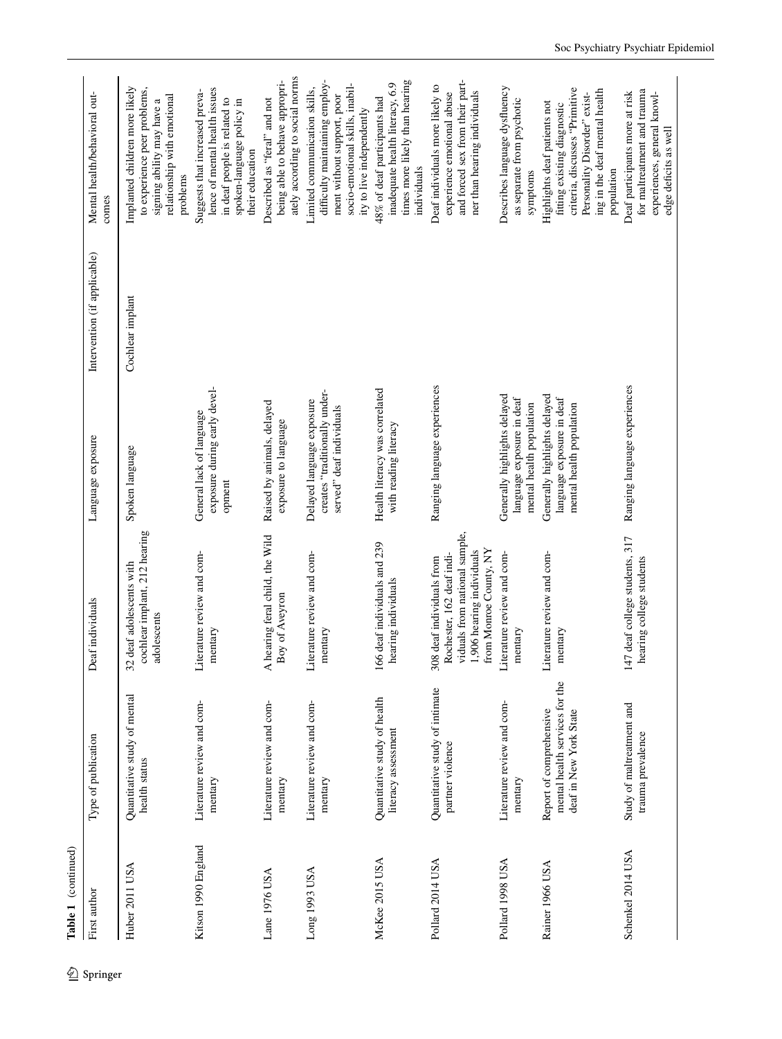**Table 1** (continued)

| First author | Type of publication | Deaf individuals | Language exposure | Intervention (if applicable) | Mental health/behavioral outcomes |
|---|---|---|---|---|---|
| Huber 2011 USA | Quantitative study of mental health status | 32 deaf adolescents with cochlear implant, 212 hearing adolescents | Spoken language | Cochlear implant | Implanted children more likely to experience peer problems, signing ability may have a relationship with emotional problems |
| Kitson 1990 England | Literature review and commentary | Literature review and commentary | General lack of language exposure during early development | | Suggests that increased prevalence of mental health issues in deaf people is related to spoken-language policy in their education |
| Lane 1976 USA | Literature review and commentary | A hearing feral child, the Wild Boy of Aveyron | Raised by animals, delayed exposure to language | | Described as "feral" and not being able to behave appropriately according to social norms |
| Long 1993 USA | Literature review and commentary | Literature review and commentary | Delayed language exposure creates "traditionally underserved" deaf individuals | | Limited communication skills, difficulty maintaining employment without support, poor socio-emotional skills, inability to live independently |
| McKee 2015 USA | Quantitative study of health literacy assessment | 166 deaf individuals and 239 hearing individuals | Health literacy was correlated with reading literacy | | 48% of deaf participants had inadequate health literacy, 6.9 times more likely than hearing individuals |
| Pollard 2014 USA | Quantitative study of intimate partner violence | 308 deaf individuals from Rochester, 162 deaf individuals from national sample, 1,906 hearing individuals from Monroe County, NY | Ranging language experiences | | Deaf individuals more likely to experience emotional abuse and forced sex from their partner than hearing individuals |
| Pollard 1998 USA | Literature review and commentary | Literature review and commentary | Generally highlights delayed language exposure in deaf mental health population | | Describes language dysfluency as separate from psychotic symptoms |
| Rainer 1966 USA | Report of comprehensive mental health services for the deaf in New York State | Literature review and commentary | Generally highlights delayed language exposure in deaf mental health population | | Highlights deaf patients not fitting existing diagnostic criteria, discusses "Primitive Personality Disorder" existing in the deaf mental health population |
| Schenkel 2014 USA | Study of maltreatment and trauma prevalence | 147 deaf college students, 317 hearing college students | Ranging language experiences | | Deaf participants more at risk for maltreatment and trauma experiences, general knowledge deficits as well |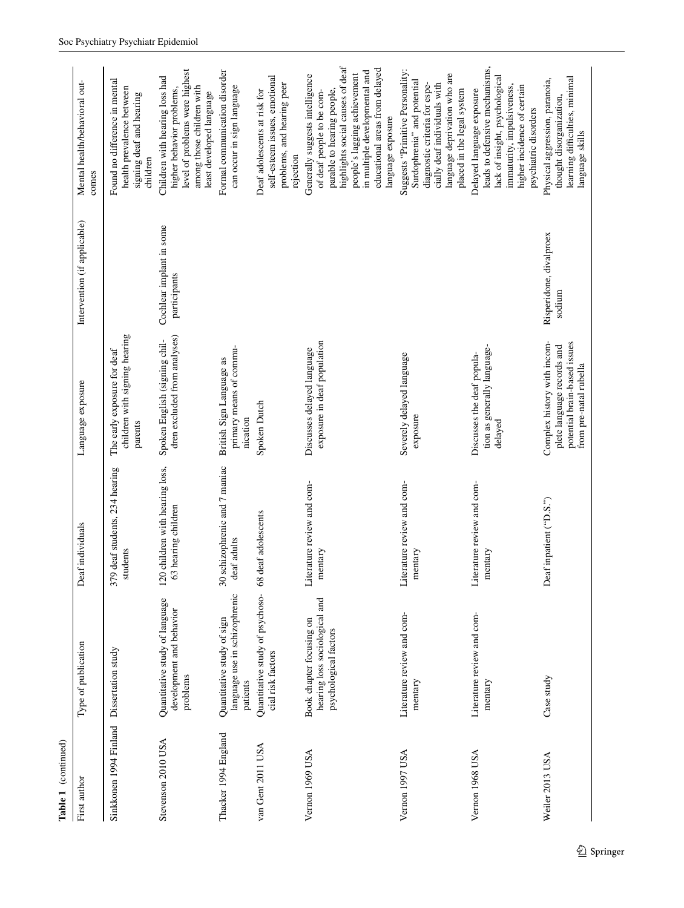**Table 1** (continued)

| First author | Type of publication | Deaf individuals | Language exposure | Intervention (if applicable) | Mental health/behavioral outcomes |
|---|---|---|---|---|---|
| Sinkkonen 1994 Finland | Dissertation study | 379 deaf students, 234 hearing students | The early exposure for deaf children with signing hearing parents | | Found no difference in mental health prevalence between signing deaf and hearing children |
| Stevenson 2010 USA | Quantitative study of language development and behavior problems | 120 children with hearing loss, 63 hearing children | Spoken English (signing children excluded from analyses) | Cochlear implant in some participants | Children with hearing loss had higher behavior problems, level of problems were highest among those children with least developed language |
| Thacker 1994 England | Quantitative study of sign language use in schizophrenic patients | 30 schizophrenic and 7 maniac deaf adults | British Sign Language as primary means of communication | | Formal communication disorder can occur in sign language |
| van Gent 2011 USA | Quantitative study of psychosocial risk factors | 68 deaf adolescents | Spoken Dutch | | Deaf adolescents at risk for self-esteem issues, emotional problems, and hearing peer rejection |
| Vernon 1969 USA | Book chapter focusing on hearing loss sociological and psychological factors | Literature review and commentary | Discusses delayed language exposure in deaf population | | Generally suggests intelligence of deaf people to be comparable to hearing people, highlights social causes of deaf people's lagging achievement in multiple developmental and educational areas from delayed language exposure |
| Vernon 1997 USA | Literature review and commentary | Literature review and commentary | Severely delayed language exposure | | Suggests "Primitive Personality: Surdophrenia" and potential diagnostic criteria for especially deaf individuals with language deprivation who are placed in the legal system |
| Vernon 1968 USA | Literature review and commentary | Literature review and commentary | Discusses the deaf population as generally language-delayed | | Delayed language exposure leads to defensive mechanisms, lack of insight, psychological immaturity, impulsiveness, higher incidence of certain psychiatric disorders |
| Weiler 2013 USA | Case study | Deaf inpatient ("D.S.") | Complex history with incomplete language records and potential brain-based issues from pre-natal rubella | Risperidone, divalproex sodium | Physical aggression, paranoia, thought disorganization, learning difficulties, minimal language skills |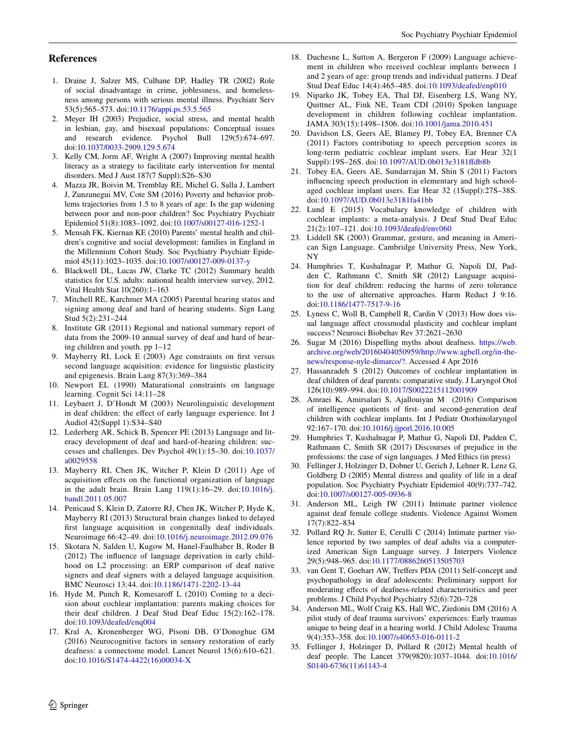## References

1. Draine J, Salzer MS, Culhane DP, Hadley TR (2002) Role of social disadvantage in crime, joblessness, and homelessness among persons with serious mental illness. Psychiatr Serv 53(5):565–573. doi:10.1176/appi.ps.53.5.565
2. Meyer IH (2003) Prejudice, social stress, and mental health in lesbian, gay, and bisexual populations: Conceptual issues and research evidence. Psychol Bull 129(5):674–697. doi:10.1037/0033-2909.129.5.674
3. Kelly CM, Jorm AF, Wright A (2007) Improving mental health literacy as a strategy to facilitate early intervention for mental disorders. Med J Aust 187(7 Suppl):S26–S30
4. Mazza JR, Boivin M, Tremblay RE, Michel G, Salla J, Lambert J, Zunzunegui MV, Cote SM (2016) Poverty and behavior problems trajectories from 1.5 to 8 years of age: Is the gap widening between poor and non-poor children? Soc Psychiatry Psychiatr Epidemiol 51(8):1083–1092. doi:10.1007/s00127-016-1252-1
5. Mensah FK, Kiernan KE (2010) Parents' mental health and children's cognitive and social development: families in England in the Millennium Cohort Study. Soc Psychiatry Psychiatr Epidemiol 45(11):1023–1035. doi:10.1007/s00127-009-0137-y
6. Blackwell DL, Lucas JW, Clarke TC (2012) Summary health statistics for U.S. adults: national health interview survey, 2012. Vital Health Stat 10(260):1–163
7. Mitchell RE, Karchmer MA (2005) Parental hearing status and signing among deaf and hard of hearing students. Sign Lang Stud 5(2):231–244
8. Institute GR (2011) Regional and national summary report of data from the 2009-10 annual survey of deaf and hard of hearing children and youth. pp 1–12
9. Mayberry RI, Lock E (2003) Age constraints on first versus second language acquisition: evidence for linguistic plasticity and epigenesis. Brain Lang 87(3):369–384
10. Newport EL (1990) Maturational constraints on language learning. Cognit Sci 14:11–28
11. Leybaert J, D'Hondt M (2003) Neurolinguistic development in deaf children: the effect of early language experience. Int J Audiol 42(Suppl 1):S34–S40
12. Lederberg AR, Schick B, Spencer PE (2013) Language and literacy development of deaf and hard-of-hearing children: successes and challenges. Dev Psychol 49(1):15–30. doi:10.1037/a0029558
13. Mayberry RI, Chen JK, Witcher P, Klein D (2011) Age of acquisition effects on the functional organization of language in the adult brain. Brain Lang 119(1):16–29. doi:10.1016/j.bandl.2011.05.007
14. Penicaud S, Klein D, Zatorre RJ, Chen JK, Witcher P, Hyde K, Mayberry RI (2013) Structural brain changes linked to delayed first language acquisition in congenitally deaf individuals. Neuroimage 66:42–49. doi:10.1016/j.neuroimage.2012.09.076
15. Skotara N, Salden U, Kugow M, Hanel-Faulhaber B, Roder B (2012) The influence of language deprivation in early childhood on L2 processing: an ERP comparison of deaf native signers and deaf signers with a delayed language acquisition. BMC Neurosci 13:44. doi:10.1186/1471-2202-13-44
16. Hyde M, Punch R, Komesaroff L (2010) Coming to a decision about cochlear implantation: parents making choices for their deaf children. J Deaf Stud Deaf Educ 15(2):162–178. doi:10.1093/deafed/enq004
17. Kral A, Kronenberger WG, Pisoni DB, O'Donoghue GM (2016) Neurocognitive factors in sensory restoration of early deafness: a connectome model. Lancet Neurol 15(6):610–621. doi:10.1016/S1474-4422(16)00034-X
18. Duchesne L, Sutton A, Bergeron F (2009) Language achievement in children who received cochlear implants between 1 and 2 years of age: group trends and individual patterns. J Deaf Stud Deaf Educ 14(4):465–485. doi:10.1093/deafed/enp010
19. Niparko JK, Tobey EA, Thal DJ, Eisenberg LS, Wang NY, Quittner AL, Fink NE, Team CDI (2010) Spoken language development in children following cochlear implantation. JAMA 303(15):1498–1506. doi:10.1001/jama.2010.451
20. Davidson LS, Geers AE, Blamey PJ, Tobey EA, Brenner CA (2011) Factors contributing to speech perception scores in long-term pediatric cochlear implant users. Ear Hear 32(1 Suppl):19S–26S. doi:10.1097/AUD.0b013e3181ffdb8b
21. Tobey EA, Geers AE, Sundarrajan M, Shin S (2011) Factors influencing speech production in elementary and high school-aged cochlear implant users. Ear Hear 32 (1Suppl):27S–38S. doi:10.1097/AUD.0b013e3181fa41bb
22. Lund E (2015) Vocabulary knowledge of children with cochlear implants: a meta-analysis. J Deaf Stud Deaf Educ 21(2):107–121. doi:10.1093/deafed/env060
23. Liddell SK (2003) Grammar, gesture, and meaning in American Sign Language. Cambridge University Press, New York, NY
24. Humphries T, Kushalnagar P, Mathur G, Napoli DJ, Padden C, Rathmann C, Smith SR (2012) Language acquisition for deaf children: reducing the harms of zero tolerance to the use of alternative approaches. Harm Reduct J 9:16. doi:10.1186/1477-7517-9-16
25. Lyness C, Woll B, Campbell R, Cardin V (2013) How does visual language affect crossmodal plasticity and cochlear implant success? Neurosci Biobehav Rev 37:2621–2630
26. Sugar M (2016) Dispelling myths about deafness. https://web.archive.org/web/20160404050959/http://www.agbell.org/in-the-news/response-nyle-dimarco/?. Accessed 4 Apr 2016
27. Hassanzadeh S (2012) Outcomes of cochlear implantation in deaf children of deaf parents: comparative study. J Laryngol Otol 126(10):989–994. doi:10.1017/S0022215112001909
28. Amraei K, Amirsalari S, Ajallouiyan M (2016) Comparison of intelligence quotients of first- and second-generation deaf children with cochlear implants. Int J Pediatr Otorhinolaryngol 92:167–170. doi:10.1016/j.ijporl.2016.10.005
29. Humphries T, Kushalnagar P, Mathur G, Napoli DJ, Padden C, Rathmann C, Smith SR (2017) Discourses of prejudice in the professions: the case of sign languages. J Med Ethics (in press)
30. Fellinger J, Holzinger D, Dobner U, Gerich J, Lehner R, Lenz G, Goldberg D (2005) Mental distress and quality of life in a deaf population. Soc Psychiatry Psychiatr Epidemiol 40(9):737–742. doi:10.1007/s00127-005-0936-8
31. Anderson ML, Leigh IW (2011) Intimate partner violence against deaf female college students. Violence Against Women 17(7):822–834
32. Pollard RQ Jr, Sutter E, Cerulli C (2014) Intimate partner violence reported by two samples of deaf adults via a computerized American Sign Language survey. J Interpers Violence 29(5):948–965. doi:10.1177/0886260513505703
33. van Gent T, Goehart AW, Treffers PDA (2011) Self-concept and psychopathology in deaf adolescents: Preliminary support for moderating effects of deafness-related characterisitics and peer problems. J Child Psychol Psychiatry 52(6):720–728
34. Anderson ML, Wolf Craig KS, Hall WC, Ziedonis DM (2016) A pilot study of deaf trauma survivors' experiences: Early traumas unique to being deaf in a hearing world. J Child Adolesc Trauma 9(4):353–358. doi:10.1007/s40653-016-0111-2
35. Fellinger J, Holzinger D, Pollard R (2012) Mental health of deaf people. The Lancet 379(9820):1037–1044. doi:10.1016/S0140-6736(11)61143-4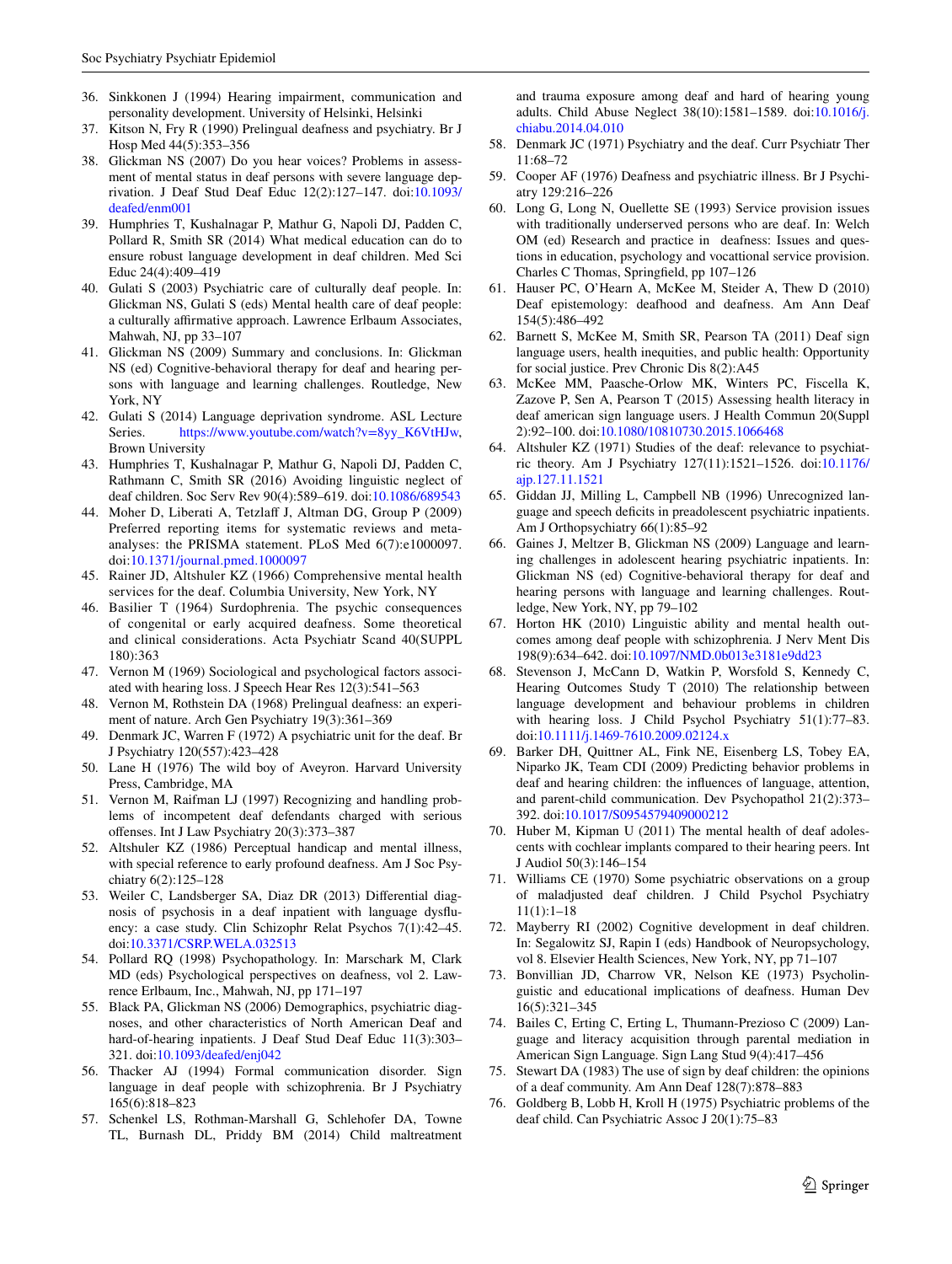36. Sinkkonen J (1994) Hearing impairment, communication and personality development. University of Helsinki, Helsinki
37. Kitson N, Fry R (1990) Prelingual deafness and psychiatry. Br J Hosp Med 44(5):353–356
38. Glickman NS (2007) Do you hear voices? Problems in assessment of mental status in deaf persons with severe language deprivation. J Deaf Stud Deaf Educ 12(2):127–147. doi:10.1093/deafed/enm001
39. Humphries T, Kushalnagar P, Mathur G, Napoli DJ, Padden C, Pollard R, Smith SR (2014) What medical education can do to ensure robust language development in deaf children. Med Sci Educ 24(4):409–419
40. Gulati S (2003) Psychiatric care of culturally deaf people. In: Glickman NS, Gulati S (eds) Mental health care of deaf people: a culturally affirmative approach. Lawrence Erlbaum Associates, Mahwah, NJ, pp 33–107
41. Glickman NS (2009) Summary and conclusions. In: Glickman NS (ed) Cognitive-behavioral therapy for deaf and hearing persons with language and learning challenges. Routledge, New York, NY
42. Gulati S (2014) Language deprivation syndrome. ASL Lecture Series. https://www.youtube.com/watch?v=8yy_K6VtHJw, Brown University
43. Humphries T, Kushalnagar P, Mathur G, Napoli DJ, Padden C, Rathmann C, Smith SR (2016) Avoiding linguistic neglect of deaf children. Soc Serv Rev 90(4):589–619. doi:10.1086/689543
44. Moher D, Liberati A, Tetzlaff J, Altman DG, Group P (2009) Preferred reporting items for systematic reviews and meta-analyses: the PRISMA statement. PLoS Med 6(7):e1000097. doi:10.1371/journal.pmed.1000097
45. Rainer JD, Altshuler KZ (1966) Comprehensive mental health services for the deaf. Columbia University, New York, NY
46. Basilier T (1964) Surdophrenia. The psychic consequences of congenital or early acquired deafness. Some theoretical and clinical considerations. Acta Psychiatr Scand 40(SUPPL 180):363
47. Vernon M (1969) Sociological and psychological factors associated with hearing loss. J Speech Hear Res 12(3):541–563
48. Vernon M, Rothstein DA (1968) Prelingual deafness: an experiment of nature. Arch Gen Psychiatry 19(3):361–369
49. Denmark JC, Warren F (1972) A psychiatric unit for the deaf. Br J Psychiatry 120(557):423–428
50. Lane H (1976) The wild boy of Aveyron. Harvard University Press, Cambridge, MA
51. Vernon M, Raifman LJ (1997) Recognizing and handling problems of incompetent deaf defendants charged with serious offenses. Int J Law Psychiatry 20(3):373–387
52. Altshuler KZ (1986) Perceptual handicap and mental illness, with special reference to early profound deafness. Am J Soc Psychiatry 6(2):125–128
53. Weiler C, Landsberger SA, Diaz DR (2013) Differential diagnosis of psychosis in a deaf inpatient with language dysfluency: a case study. Clin Schizophr Relat Psychos 7(1):42–45. doi:10.3371/CSRP.WELA.032513
54. Pollard RQ (1998) Psychopathology. In: Marschark M, Clark MD (eds) Psychological perspectives on deafness, vol 2. Lawrence Erlbaum, Inc., Mahwah, NJ, pp 171–197
55. Black PA, Glickman NS (2006) Demographics, psychiatric diagnoses, and other characteristics of North American Deaf and hard-of-hearing inpatients. J Deaf Stud Deaf Educ 11(3):303–321. doi:10.1093/deafed/enj042
56. Thacker AJ (1994) Formal communication disorder. Sign language in deaf people with schizophrenia. Br J Psychiatry 165(6):818–823
57. Schenkel LS, Rothman-Marshall G, Schlehofer DA, Towne TL, Burnash DL, Priddy BM (2014) Child maltreatment and trauma exposure among deaf and hard of hearing young adults. Child Abuse Neglect 38(10):1581–1589. doi:10.1016/j.chiabu.2014.04.010
58. Denmark JC (1971) Psychiatry and the deaf. Curr Psychiatr Ther 11:68–72
59. Cooper AF (1976) Deafness and psychiatric illness. Br J Psychiatry 129:216–226
60. Long G, Long N, Ouellette SE (1993) Service provision issues with traditionally underserved persons who are deaf. In: Welch OM (ed) Research and practice in deafness: Issues and questions in education, psychology and vocattional service provision. Charles C Thomas, Springfield, pp 107–126
61. Hauser PC, O'Hearn A, McKee M, Steider A, Thew D (2010) Deaf epistemology: deafhood and deafness. Am Ann Deaf 154(5):486–492
62. Barnett S, McKee M, Smith SR, Pearson TA (2011) Deaf sign language users, health inequities, and public health: Opportunity for social justice. Prev Chronic Dis 8(2):A45
63. McKee MM, Paasche-Orlow MK, Winters PC, Fiscella K, Zazove P, Sen A, Pearson T (2015) Assessing health literacy in deaf american sign language users. J Health Commun 20(Suppl 2):92–100. doi:10.1080/10810730.2015.1066468
64. Altshuler KZ (1971) Studies of the deaf: relevance to psychiatric theory. Am J Psychiatry 127(11):1521–1526. doi:10.1176/ajp.127.11.1521
65. Giddan JJ, Milling L, Campbell NB (1996) Unrecognized language and speech deficits in preadolescent psychiatric inpatients. Am J Orthopsychiatry 66(1):85–92
66. Gaines J, Meltzer B, Glickman NS (2009) Language and learning challenges in adolescent hearing psychiatric inpatients. In: Glickman NS (ed) Cognitive-behavioral therapy for deaf and hearing persons with language and learning challenges. Routledge, New York, NY, pp 79–102
67. Horton HK (2010) Linguistic ability and mental health outcomes among deaf people with schizophrenia. J Nerv Ment Dis 198(9):634–642. doi:10.1097/NMD.0b013e3181e9dd23
68. Stevenson J, McCann D, Watkin P, Worsfold S, Kennedy C, Hearing Outcomes Study T (2010) The relationship between language development and behaviour problems in children with hearing loss. J Child Psychol Psychiatry 51(1):77–83. doi:10.1111/j.1469-7610.2009.02124.x
69. Barker DH, Quittner AL, Fink NE, Eisenberg LS, Tobey EA, Niparko JK, Team CDI (2009) Predicting behavior problems in deaf and hearing children: the influences of language, attention, and parent-child communication. Dev Psychopathol 21(2):373–392. doi:10.1017/S0954579409000212
70. Huber M, Kipman U (2011) The mental health of deaf adolescents with cochlear implants compared to their hearing peers. Int J Audiol 50(3):146–154
71. Williams CE (1970) Some psychiatric observations on a group of maladjusted deaf children. J Child Psychol Psychiatry 11(1):1–18
72. Mayberry RI (2002) Cognitive development in deaf children. In: Segalowitz SJ, Rapin I (eds) Handbook of Neuropsychology, vol 8. Elsevier Health Sciences, New York, NY, pp 71–107
73. Bonvillian JD, Charrow VR, Nelson KE (1973) Psycholinguistic and educational implications of deafness. Human Dev 16(5):321–345
74. Bailes C, Erting C, Erting L, Thumann-Prezioso C (2009) Language and literacy acquisition through parental mediation in American Sign Language. Sign Lang Stud 9(4):417–456
75. Stewart DA (1983) The use of sign by deaf children: the opinions of a deaf community. Am Ann Deaf 128(7):878–883
76. Goldberg B, Lobb H, Kroll H (1975) Psychiatric problems of the deaf child. Can Psychiatric Assoc J 20(1):75–83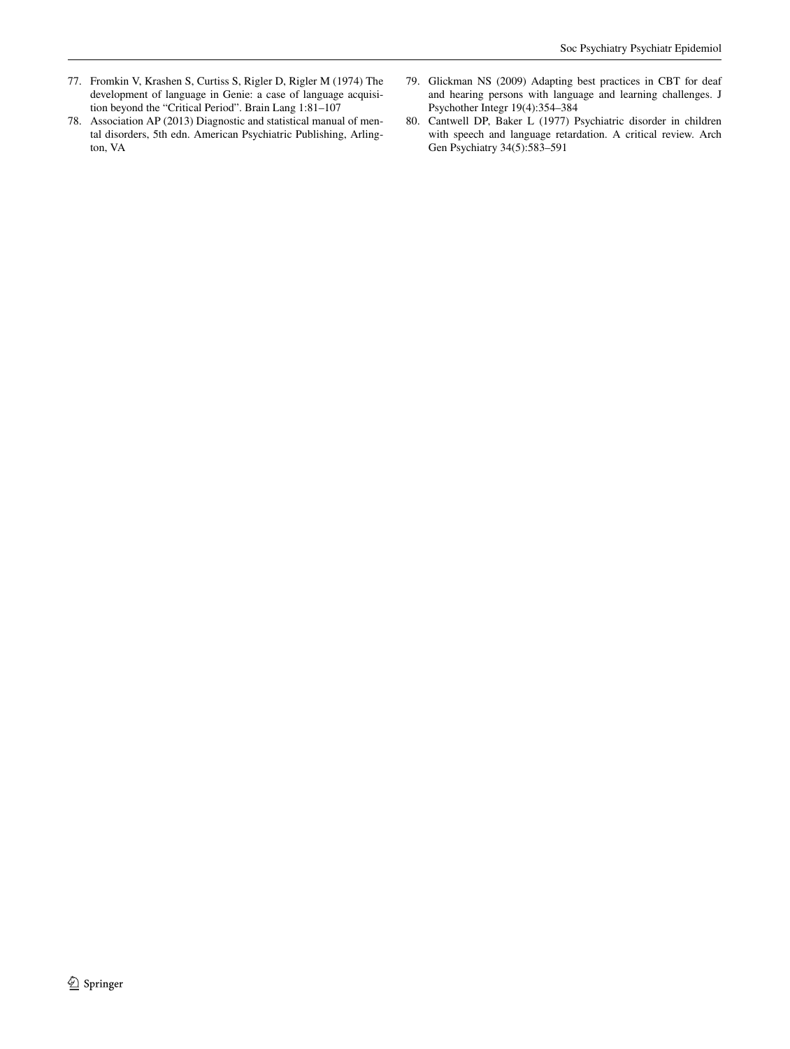77. Fromkin V, Krashen S, Curtiss S, Rigler D, Rigler M (1974) The development of language in Genie: a case of language acquisition beyond the "Critical Period". Brain Lang 1:81–107
78. Association AP (2013) Diagnostic and statistical manual of mental disorders, 5th edn. American Psychiatric Publishing, Arlington, VA
79. Glickman NS (2009) Adapting best practices in CBT for deaf and hearing persons with language and learning challenges. J Psychother Integr 19(4):354–384
80. Cantwell DP, Baker L (1977) Psychiatric disorder in children with speech and language retardation. A critical review. Arch Gen Psychiatry 34(5):583–591